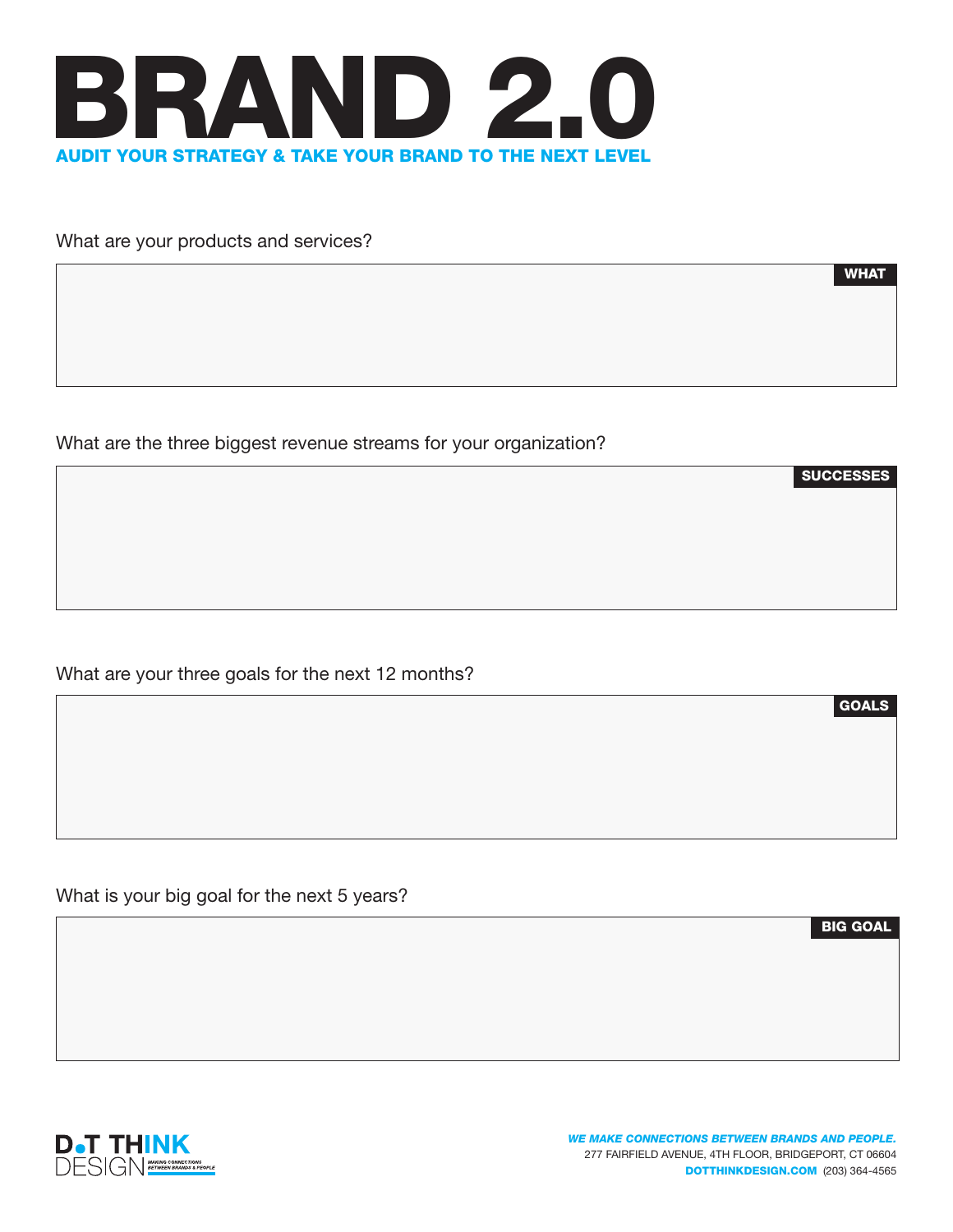# BRAND 2.0

## AUDIT YOUR STRATEGY & TAKE YOUR BRAND TO THE NEXT LEVEL

What are your products and services?

**WHAT**

What are the three biggest revenue streams for your organization?

**SUCCESSES**

What are your three goals for the next 12 months?

**GOALS**

What is your big goal for the next 5 years?

**BIG GOAL**

DOT THINK DESIGN
MAKING CONNECTIONS BETWEEN BRANDS & PEOPLE

***WE MAKE CONNECTIONS BETWEEN BRANDS AND PEOPLE.***
277 FAIRFIELD AVENUE, 4TH FLOOR, BRIDGEPORT, CT 06604
**DOTTHINKDESIGN.COM** (203) 364-4565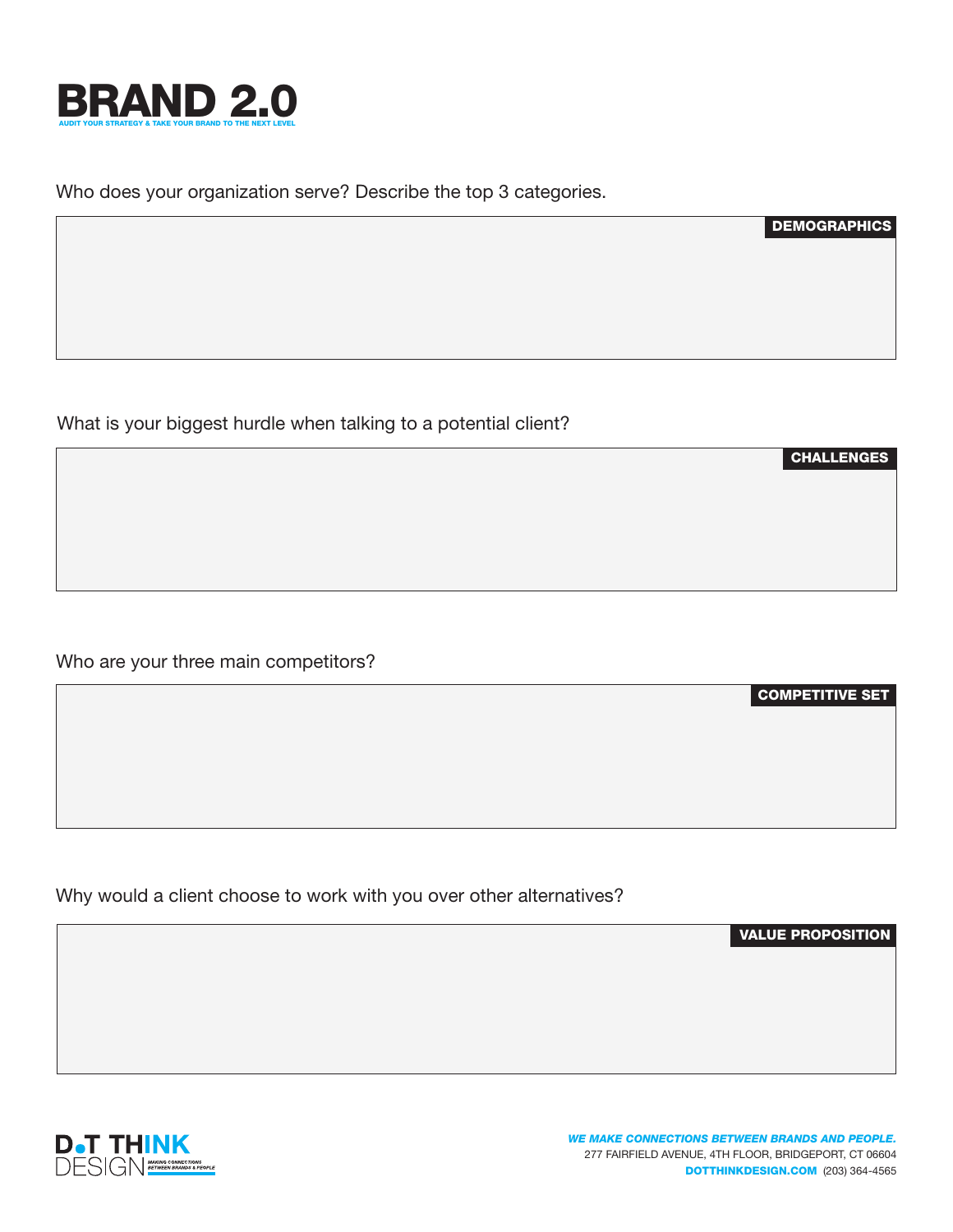# BRAND 2.0

AUDIT YOUR STRATEGY & TAKE YOUR BRAND TO THE NEXT LEVEL

Who does your organization serve? Describe the top 3 categories.

**DEMOGRAPHICS**

What is your biggest hurdle when talking to a potential client?

**CHALLENGES**

Who are your three main competitors?

**COMPETITIVE SET**

Why would a client choose to work with you over other alternatives?

**VALUE PROPOSITION**

DOT THINK DESIGN
MAKING CONNECTIONS BETWEEN BRANDS & PEOPLE

*WE MAKE CONNECTIONS BETWEEN BRANDS AND PEOPLE.*
277 FAIRFIELD AVENUE, 4TH FLOOR, BRIDGEPORT, CT 06604
**DOTTHINKDESIGN.COM** (203) 364-4565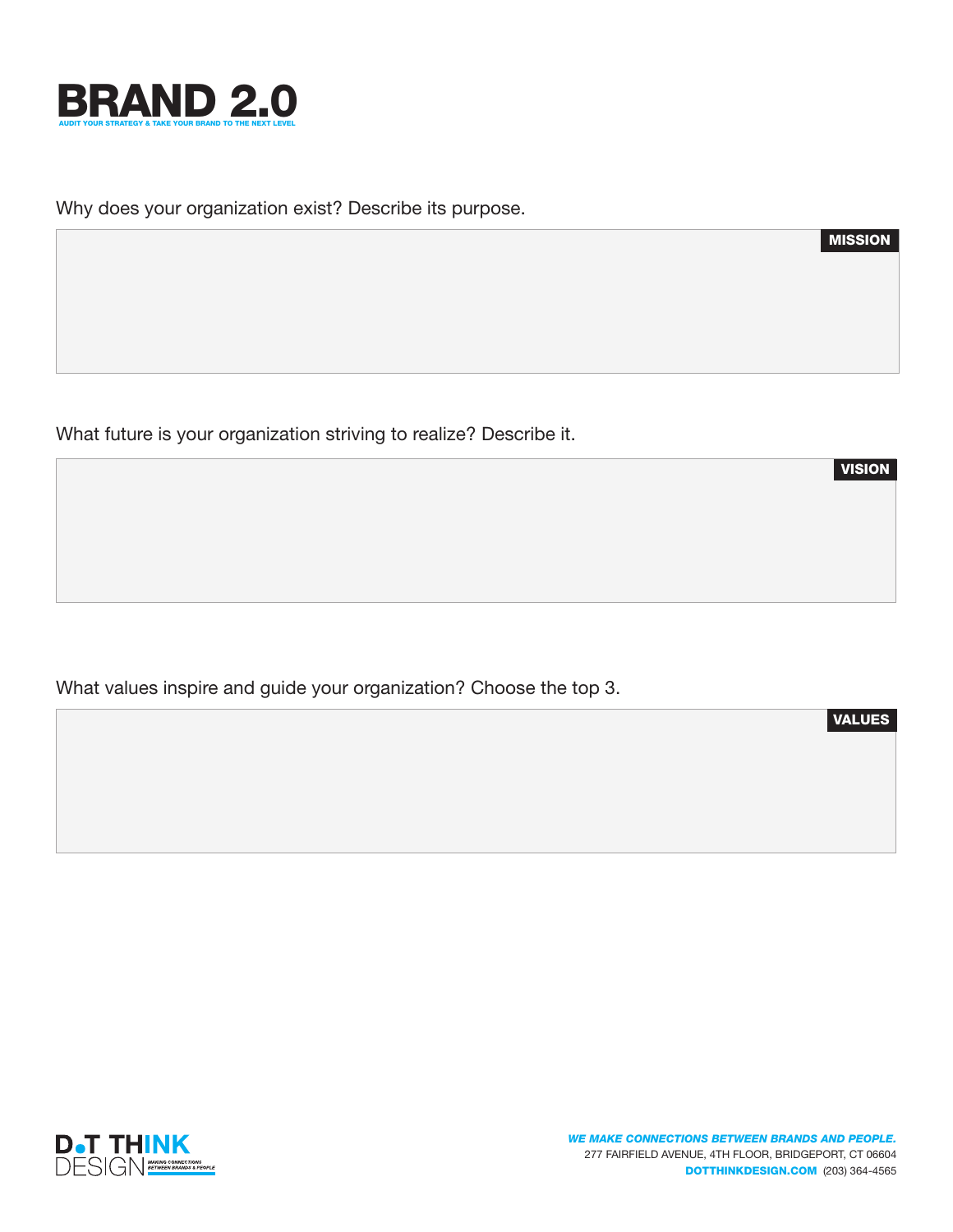# BRAND 2.0

AUDIT YOUR STRATEGY & TAKE YOUR BRAND TO THE NEXT LEVEL

Why does your organization exist? Describe its purpose.

**MISSION**

What future is your organization striving to realize? Describe it.

**VISION**

What values inspire and guide your organization? Choose the top 3.

**VALUES**

D.T THINK DESIGN — MAKING CONNECTIONS BETWEEN BRANDS & PEOPLE

*WE MAKE CONNECTIONS BETWEEN BRANDS AND PEOPLE.*
277 FAIRFIELD AVENUE, 4TH FLOOR, BRIDGEPORT, CT 06604
**DOTTHINKDESIGN.COM** (203) 364-4565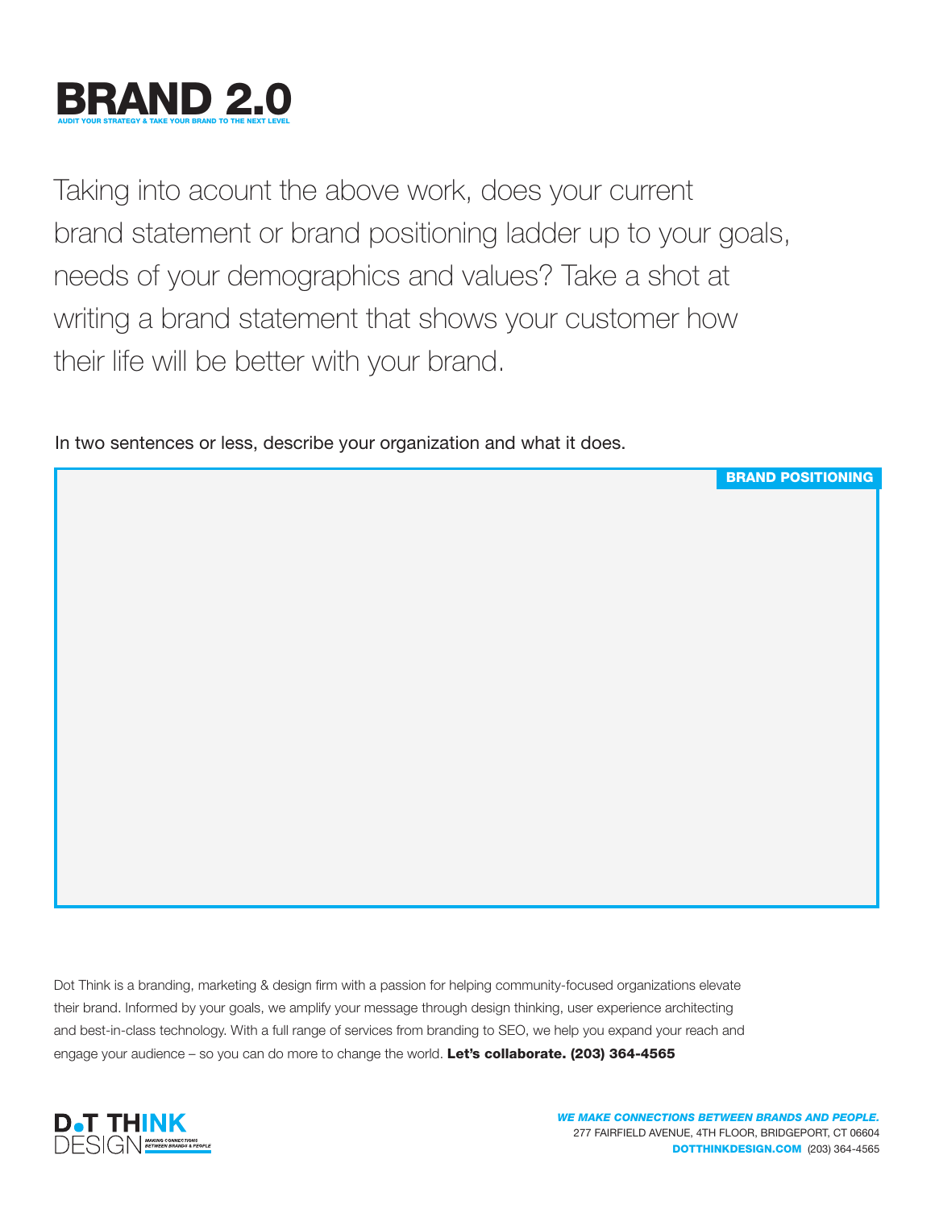# BRAND 2.0

AUDIT YOUR STRATEGY & TAKE YOUR BRAND TO THE NEXT LEVEL

Taking into acount the above work, does your current brand statement or brand positioning ladder up to your goals, needs of your demographics and values? Take a shot at writing a brand statement that shows your customer how their life will be better with your brand.

In two sentences or less, describe your organization and what it does.

**BRAND POSITIONING**

Dot Think is a branding, marketing & design firm with a passion for helping community-focused organizations elevate their brand. Informed by your goals, we amplify your message through design thinking, user experience architecting and best-in-class technology. With a full range of services from branding to SEO, we help you expand your reach and engage your audience – so you can do more to change the world. **Let's collaborate. (203) 364-4565**

DOT THINK DESIGN

MAKING CONNECTIONS BETWEEN BRANDS & PEOPLE

***WE MAKE CONNECTIONS BETWEEN BRANDS AND PEOPLE.***

277 FAIRFIELD AVENUE, 4TH FLOOR, BRIDGEPORT, CT 06604

**DOTTHINKDESIGN.COM** (203) 364-4565